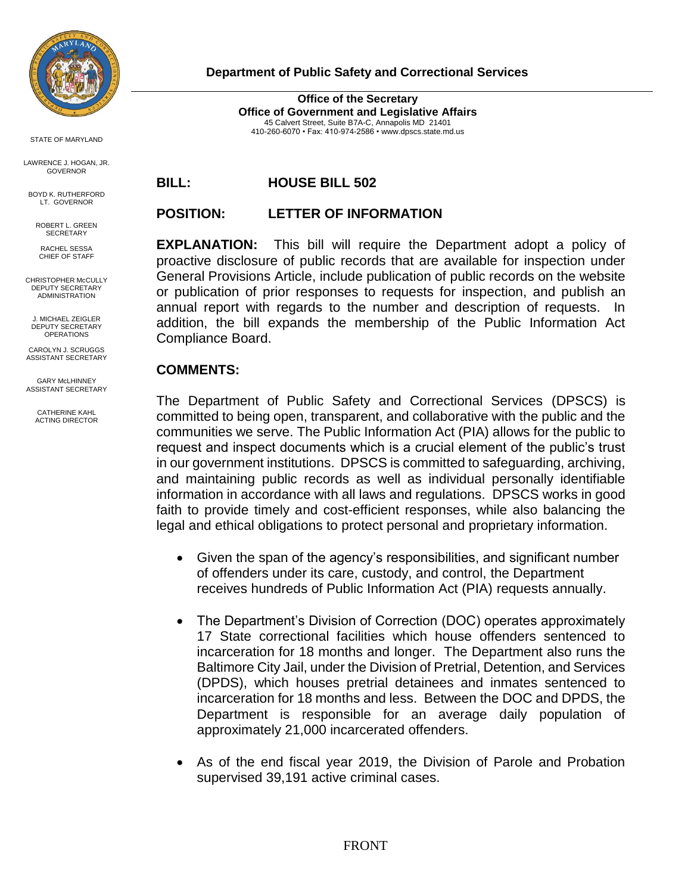STATE OF MARYLAND

LAWRENCE J. HOGAN, JR.
GOVERNOR

BOYD K. RUTHERFORD
LT. GOVERNOR

ROBERT L. GREEN
SECRETARY

RACHEL SESSA
CHIEF OF STAFF

CHRISTOPHER McCULLY
DEPUTY SECRETARY
ADMINISTRATION

J. MICHAEL ZEIGLER
DEPUTY SECRETARY
OPERATIONS

CAROLYN J. SCRUGGS
ASSISTANT SECRETARY

GARY McLHINNEY
ASSISTANT SECRETARY

CATHERINE KAHL
ACTING DIRECTOR

**Department of Public Safety and Correctional Services**

**Office of the Secretary**
**Office of Government and Legislative Affairs**
45 Calvert Street, Suite B7A-C, Annapolis MD 21401
410-260-6070 • Fax: 410-974-2586 • www.dpscs.state.md.us

**BILL: HOUSE BILL 502**

**POSITION: LETTER OF INFORMATION**

**EXPLANATION:** This bill will require the Department adopt a policy of proactive disclosure of public records that are available for inspection under General Provisions Article, include publication of public records on the website or publication of prior responses to requests for inspection, and publish an annual report with regards to the number and description of requests. In addition, the bill expands the membership of the Public Information Act Compliance Board.

**COMMENTS:**

The Department of Public Safety and Correctional Services (DPSCS) is committed to being open, transparent, and collaborative with the public and the communities we serve. The Public Information Act (PIA) allows for the public to request and inspect documents which is a crucial element of the public's trust in our government institutions. DPSCS is committed to safeguarding, archiving, and maintaining public records as well as individual personally identifiable information in accordance with all laws and regulations. DPSCS works in good faith to provide timely and cost-efficient responses, while also balancing the legal and ethical obligations to protect personal and proprietary information.

- Given the span of the agency's responsibilities, and significant number of offenders under its care, custody, and control, the Department receives hundreds of Public Information Act (PIA) requests annually.

- The Department's Division of Correction (DOC) operates approximately 17 State correctional facilities which house offenders sentenced to incarceration for 18 months and longer. The Department also runs the Baltimore City Jail, under the Division of Pretrial, Detention, and Services (DPDS), which houses pretrial detainees and inmates sentenced to incarceration for 18 months and less. Between the DOC and DPDS, the Department is responsible for an average daily population of approximately 21,000 incarcerated offenders.

- As of the end fiscal year 2019, the Division of Parole and Probation supervised 39,191 active criminal cases.

FRONT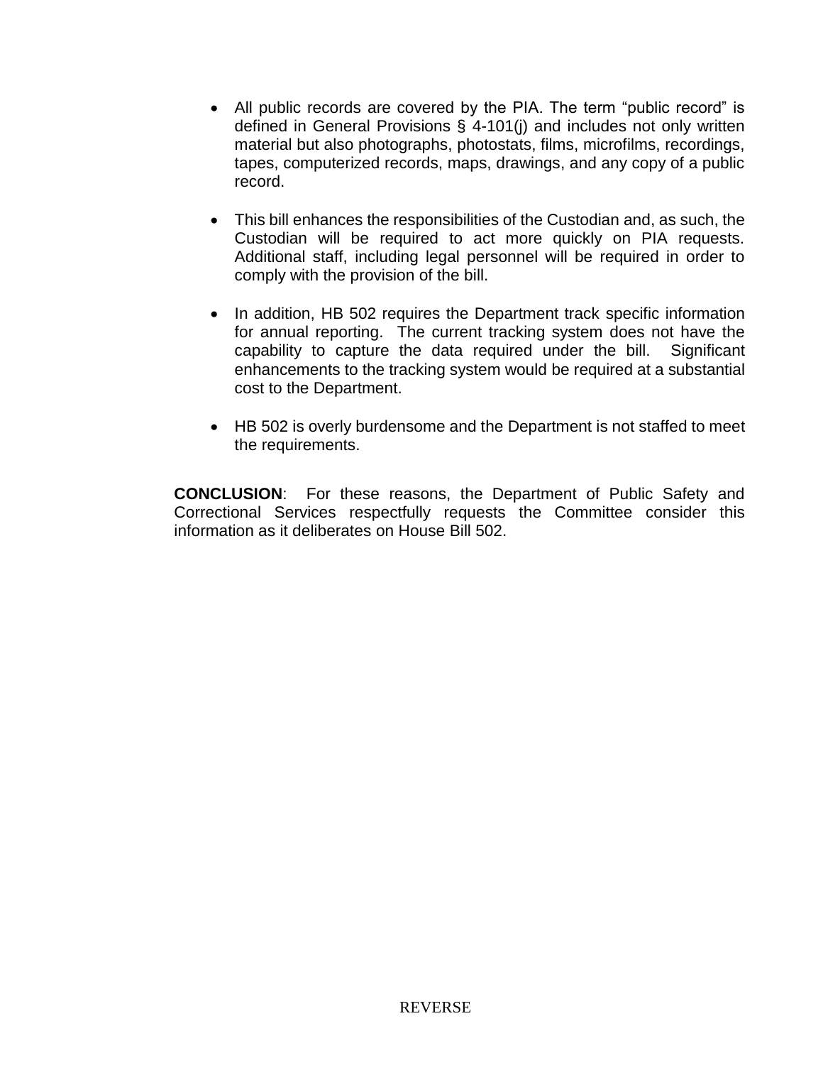- All public records are covered by the PIA. The term "public record" is defined in General Provisions § 4-101(j) and includes not only written material but also photographs, photostats, films, microfilms, recordings, tapes, computerized records, maps, drawings, and any copy of a public record.

- This bill enhances the responsibilities of the Custodian and, as such, the Custodian will be required to act more quickly on PIA requests. Additional staff, including legal personnel will be required in order to comply with the provision of the bill.

- In addition, HB 502 requires the Department track specific information for annual reporting. The current tracking system does not have the capability to capture the data required under the bill. Significant enhancements to the tracking system would be required at a substantial cost to the Department.

- HB 502 is overly burdensome and the Department is not staffed to meet the requirements.

**CONCLUSION**: For these reasons, the Department of Public Safety and Correctional Services respectfully requests the Committee consider this information as it deliberates on House Bill 502.

REVERSE